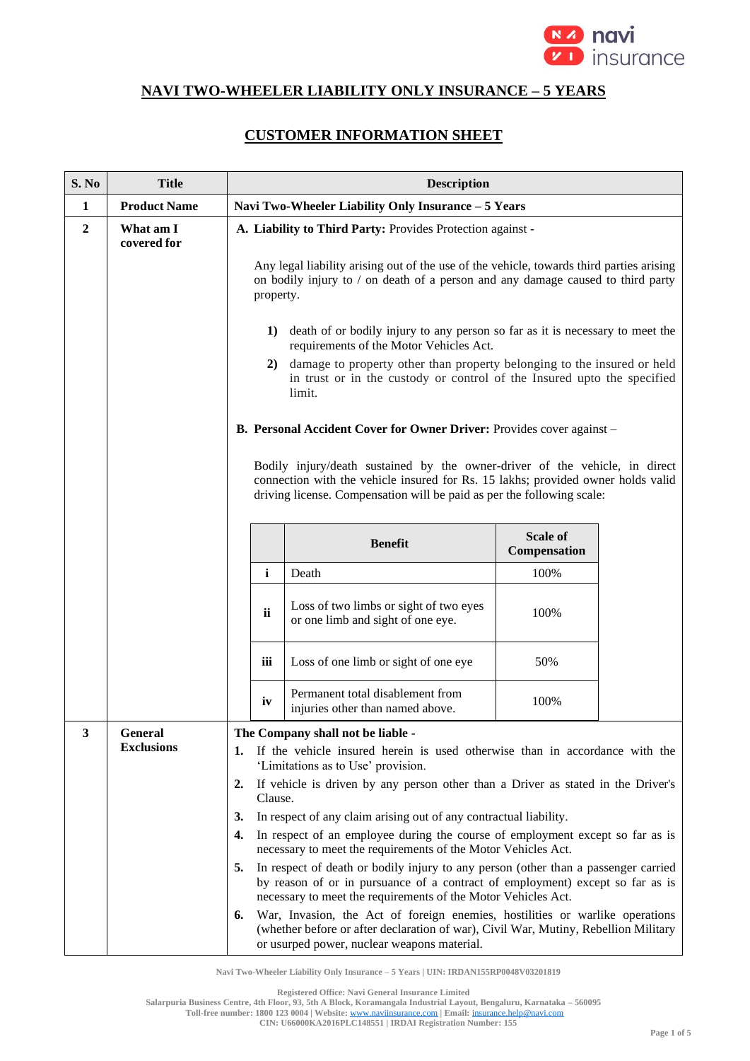# NAVI TWO-WHEELER LIABILITY ONLY INSURANCE – 5 YEARS

## CUSTOMER INFORMATION SHEET

| S. No | Title | Description |
|---|---|---|
| 1 | **Product Name** | **Navi Two-Wheeler Liability Only Insurance – 5 Years** |
| 2 | **What am I covered for** | **A. Liability to Third Party:** Provides Protection against - <br><br> Any legal liability arising out of the use of the vehicle, towards third parties arising on bodily injury to / on death of a person and any damage caused to third party property. <br><br> **1)** death of or bodily injury to any person so far as it is necessary to meet the requirements of the Motor Vehicles Act. <br> **2)** damage to property other than property belonging to the insured or held in trust or in the custody or control of the Insured upto the specified limit. <br><br> **B. Personal Accident Cover for Owner Driver:** Provides cover against – <br><br> Bodily injury/death sustained by the owner-driver of the vehicle, in direct connection with the vehicle insured for Rs. 15 lakhs; provided owner holds valid driving license. Compensation will be paid as per the following scale: <br><br> **i** – Death – 100% <br> **ii** – Loss of two limbs or sight of two eyes or one limb and sight of one eye. – 100% <br> **iii** – Loss of one limb or sight of one eye – 50% <br> **iv** – Permanent total disablement from injuries other than named above. – 100% |
| 3 | **General Exclusions** | **The Company shall not be liable -** <br> **1.** If the vehicle insured herein is used otherwise than in accordance with the 'Limitations as to Use' provision. <br> **2.** If vehicle is driven by any person other than a Driver as stated in the Driver's Clause. <br> **3.** In respect of any claim arising out of any contractual liability. <br> **4.** In respect of an employee during the course of employment except so far as is necessary to meet the requirements of the Motor Vehicles Act. <br> **5.** In respect of death or bodily injury to any person (other than a passenger carried by reason of or in pursuance of a contract of employment) except so far as is necessary to meet the requirements of the Motor Vehicles Act. <br> **6.** War, Invasion, the Act of foreign enemies, hostilities or warlike operations (whether before or after declaration of war), Civil War, Mutiny, Rebellion Military or usurped power, nuclear weapons material. |

|  | Benefit | Scale of Compensation |
|---|---|---|
| i | Death | 100% |
| ii | Loss of two limbs or sight of two eyes or one limb and sight of one eye. | 100% |
| iii | Loss of one limb or sight of one eye | 50% |
| iv | Permanent total disablement from injuries other than named above. | 100% |

Navi Two-Wheeler Liability Only Insurance – 5 Years | UIN: IRDAN155RP0048V03201819

Registered Office: Navi General Insurance Limited
Salarpuria Business Centre, 4th Floor, 93, 5th A Block, Koramangala Industrial Layout, Bengaluru, Karnataka – 560095
Toll-free number: 1800 123 0004 | Website: www.naviinsurance.com | Email: insurance.help@navi.com
CIN: U66000KA2016PLC148551 | IRDAI Registration Number: 155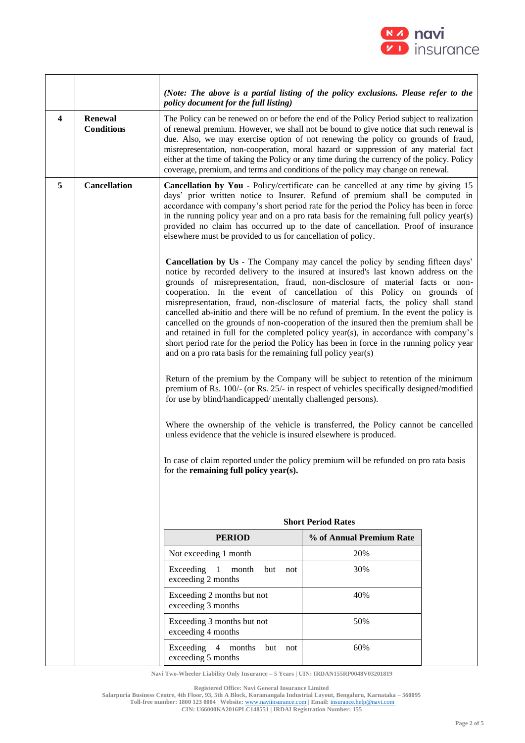| | | |
|---|---|---|
| | | ***(Note: The above is a partial listing of the policy exclusions. Please refer to the policy document for the full listing)*** |
| **4** | **Renewal Conditions** | The Policy can be renewed on or before the end of the Policy Period subject to realization of renewal premium. However, we shall not be bound to give notice that such renewal is due. Also, we may exercise option of not renewing the policy on grounds of fraud, misrepresentation, non-cooperation, moral hazard or suppression of any material fact either at the time of taking the Policy or any time during the currency of the policy. Policy coverage, premium, and terms and conditions of the policy may change on renewal. |
| **5** | **Cancellation** | **Cancellation by You** - Policy/certificate can be cancelled at any time by giving 15 days' prior written notice to Insurer. Refund of premium shall be computed in accordance with company's short period rate for the period the Policy has been in force in the running policy year and on a pro rata basis for the remaining full policy year(s) provided no claim has occurred up to the date of cancellation. Proof of insurance elsewhere must be provided to us for cancellation of policy.<br><br>**Cancellation by Us** - The Company may cancel the policy by sending fifteen days' notice by recorded delivery to the insured at insured's last known address on the grounds of misrepresentation, fraud, non-disclosure of material facts or non-cooperation. In the event of cancellation of this Policy on grounds of misrepresentation, fraud, non-disclosure of material facts, the policy shall stand cancelled ab-initio and there will be no refund of premium. In the event the policy is cancelled on the grounds of non-cooperation of the insured then the premium shall be and retained in full for the completed policy year(s), in accordance with company's short period rate for the period the Policy has been in force in the running policy year and on a pro rata basis for the remaining full policy year(s)<br><br>Return of the premium by the Company will be subject to retention of the minimum premium of Rs. 100/- (or Rs. 25/- in respect of vehicles specifically designed/modified for use by blind/handicapped/ mentally challenged persons).<br><br>Where the ownership of the vehicle is transferred, the Policy cannot be cancelled unless evidence that the vehicle is insured elsewhere is produced.<br><br>In case of claim reported under the policy premium will be refunded on pro rata basis for the **remaining full policy year(s).** |

**Short Period Rates**

| PERIOD | % of Annual Premium Rate |
|---|---|
| Not exceeding 1 month | 20% |
| Exceeding 1 month but not exceeding 2 months | 30% |
| Exceeding 2 months but not exceeding 3 months | 40% |
| Exceeding 3 months but not exceeding 4 months | 50% |
| Exceeding 4 months but not exceeding 5 months | 60% |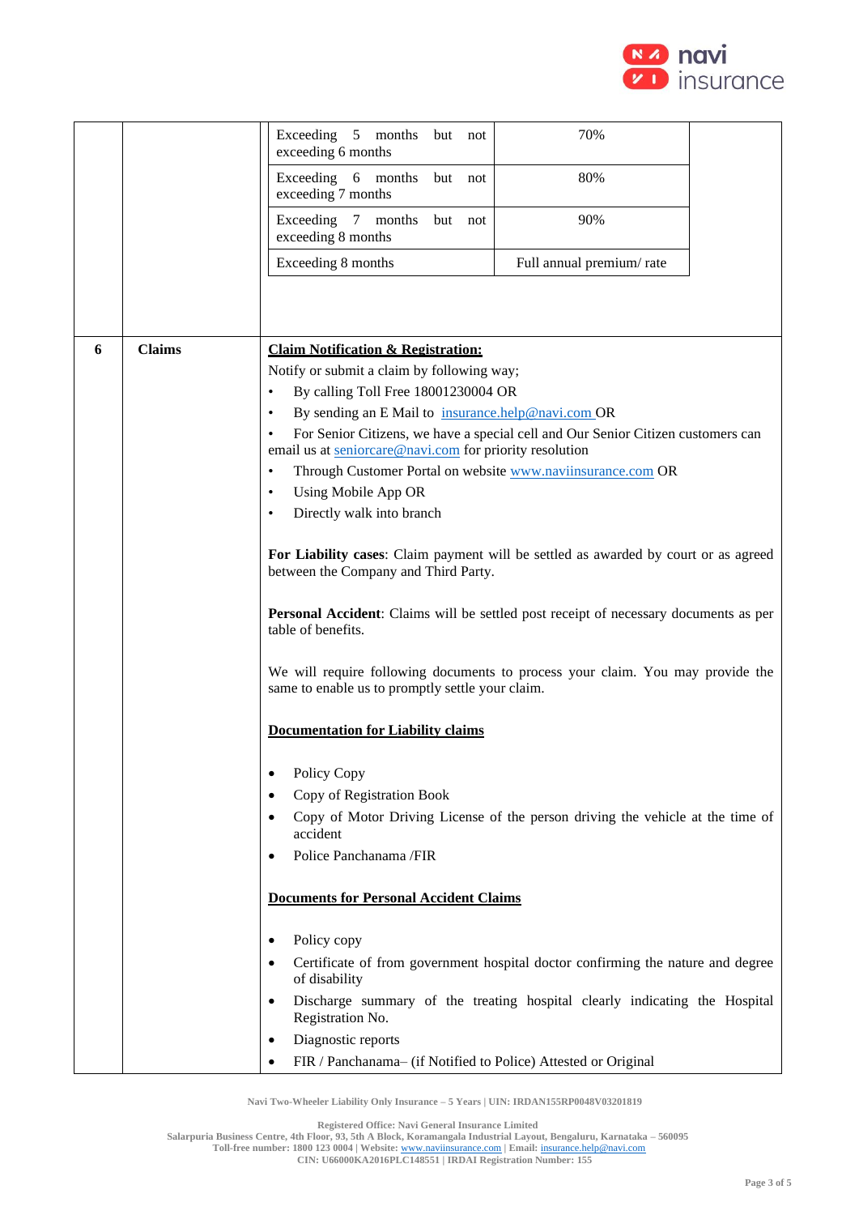| | | | |
|---|---|---|---|
| | | Exceeding 5 months but not exceeding 6 months | 70% |
| | | Exceeding 6 months but not exceeding 7 months | 80% |
| | | Exceeding 7 months but not exceeding 8 months | 90% |
| | | Exceeding 8 months | Full annual premium/ rate |

| | | |
|---|---|---|
| **6** | **Claims** | **Claim Notification & Registration:** |

**Claim Notification & Registration:**

Notify or submit a claim by following way;

- By calling Toll Free 18001230004 OR
- By sending an E Mail to insurance.help@navi.com OR
- For Senior Citizens, we have a special cell and Our Senior Citizen customers can email us at seniorcare@navi.com for priority resolution
- Through Customer Portal on website www.naviinsurance.com OR
- Using Mobile App OR
- Directly walk into branch

**For Liability cases**: Claim payment will be settled as awarded by court or as agreed between the Company and Third Party.

**Personal Accident**: Claims will be settled post receipt of necessary documents as per table of benefits.

We will require following documents to process your claim. You may provide the same to enable us to promptly settle your claim.

**Documentation for Liability claims**

- Policy Copy
- Copy of Registration Book
- Copy of Motor Driving License of the person driving the vehicle at the time of accident
- Police Panchanama /FIR

**Documents for Personal Accident Claims**

- Policy copy
- Certificate of from government hospital doctor confirming the nature and degree of disability
- Discharge summary of the treating hospital clearly indicating the Hospital Registration No.
- Diagnostic reports
- FIR / Panchanama– (if Notified to Police) Attested or Original

Navi Two-Wheeler Liability Only Insurance – 5 Years | UIN: IRDAN155RP0048V03201819

Registered Office: Navi General Insurance Limited
Salarpuria Business Centre, 4th Floor, 93, 5th A Block, Koramangala Industrial Layout, Bengaluru, Karnataka – 560095
Toll-free number: 1800 123 0004 | Website: www.naviinsurance.com | Email: insurance.help@navi.com
CIN: U66000KA2016PLC148551 | IRDAI Registration Number: 155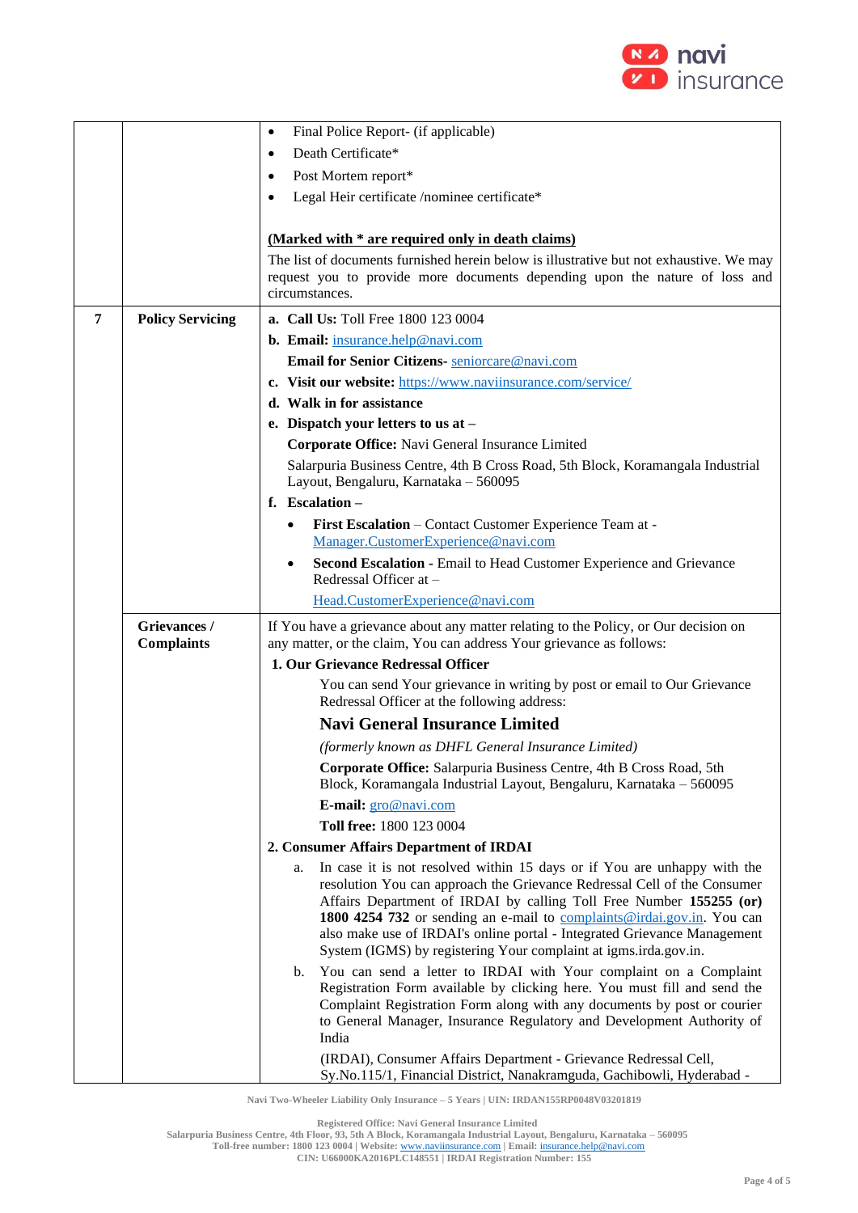| | | |
|---|---|---|
| | | • Final Police Report- (if applicable)<br>• Death Certificate*<br>• Post Mortem report*<br>• Legal Heir certificate /nominee certificate*<br><br>**(Marked with * are required only in death claims)**<br>The list of documents furnished herein below is illustrative but not exhaustive. We may request you to provide more documents depending upon the nature of loss and circumstances. |
| **7** | **Policy Servicing** | **a. Call Us:** Toll Free 1800 123 0004<br>**b. Email:** insurance.help@navi.com<br>**Email for Senior Citizens-** seniorcare@navi.com<br>**c. Visit our website:** https://www.naviinsurance.com/service/<br>**d. Walk in for assistance**<br>**e. Dispatch your letters to us at –**<br>**Corporate Office:** Navi General Insurance Limited<br>Salarpuria Business Centre, 4th B Cross Road, 5th Block, Koramangala Industrial Layout, Bengaluru, Karnataka – 560095<br>**f. Escalation –**<br>• **First Escalation** – Contact Customer Experience Team at - Manager.CustomerExperience@navi.com<br>• **Second Escalation** - Email to Head Customer Experience and Grievance Redressal Officer at – Head.CustomerExperience@navi.com |
| | **Grievances / Complaints** | If You have a grievance about any matter relating to the Policy, or Our decision on any matter, or the claim, You can address Your grievance as follows:<br>**1. Our Grievance Redressal Officer**<br>You can send Your grievance in writing by post or email to Our Grievance Redressal Officer at the following address:<br>**Navi General Insurance Limited**<br>*(formerly known as DHFL General Insurance Limited)*<br>**Corporate Office:** Salarpuria Business Centre, 4th B Cross Road, 5th Block, Koramangala Industrial Layout, Bengaluru, Karnataka – 560095<br>**E-mail:** gro@navi.com<br>**Toll free:** 1800 123 0004<br>**2. Consumer Affairs Department of IRDAI**<br>a. In case it is not resolved within 15 days or if You are unhappy with the resolution You can approach the Grievance Redressal Cell of the Consumer Affairs Department of IRDAI by calling Toll Free Number **155255 (or) 1800 4254 732** or sending an e-mail to complaints@irdai.gov.in. You can also make use of IRDAI's online portal - Integrated Grievance Management System (IGMS) by registering Your complaint at igms.irda.gov.in.<br>b. You can send a letter to IRDAI with Your complaint on a Complaint Registration Form available by clicking here. You must fill and send the Complaint Registration Form along with any documents by post or courier to General Manager, Insurance Regulatory and Development Authority of India<br>(IRDAI), Consumer Affairs Department - Grievance Redressal Cell, Sy.No.115/1, Financial District, Nanakramguda, Gachibowli, Hyderabad - |

Navi Two-Wheeler Liability Only Insurance – 5 Years | UIN: IRDAN155RP0048V03201819

Registered Office: Navi General Insurance Limited
Salarpuria Business Centre, 4th Floor, 93, 5th A Block, Koramangala Industrial Layout, Bengaluru, Karnataka – 560095
Toll-free number: 1800 123 0004 | Website: www.naviinsurance.com | Email: insurance.help@navi.com
CIN: U66000KA2016PLC148551 | IRDAI Registration Number: 155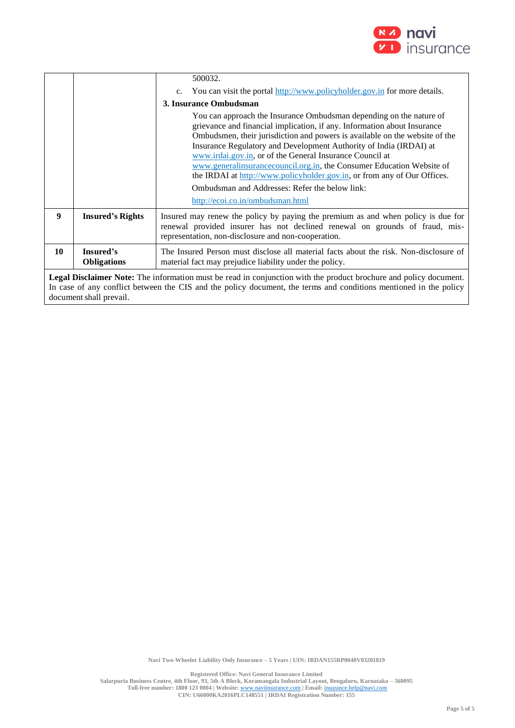| | | |
|---|---|---|
| | | 500032.<br>c. You can visit the portal http://www.policyholder.gov.in for more details.<br>**3. Insurance Ombudsman**<br>You can approach the Insurance Ombudsman depending on the nature of grievance and financial implication, if any. Information about Insurance Ombudsmen, their jurisdiction and powers is available on the website of the Insurance Regulatory and Development Authority of India (IRDAI) at www.irdai.gov.in, or of the General Insurance Council at www.generalinsurancecouncil.org.in, the Consumer Education Website of the IRDAI at http://www.policyholder.gov.in, or from any of Our Offices.<br>Ombudsman and Addresses: Refer the below link:<br>http://ecoi.co.in/ombudsman.html |
| **9** | **Insured's Rights** | Insured may renew the policy by paying the premium as and when policy is due for renewal provided insurer has not declined renewal on grounds of fraud, mis-representation, non-disclosure and non-cooperation. |
| **10** | **Insured's Obligations** | The Insured Person must disclose all material facts about the risk. Non-disclosure of material fact may prejudice liability under the policy. |

**Legal Disclaimer Note:** The information must be read in conjunction with the product brochure and policy document. In case of any conflict between the CIS and the policy document, the terms and conditions mentioned in the policy document shall prevail.